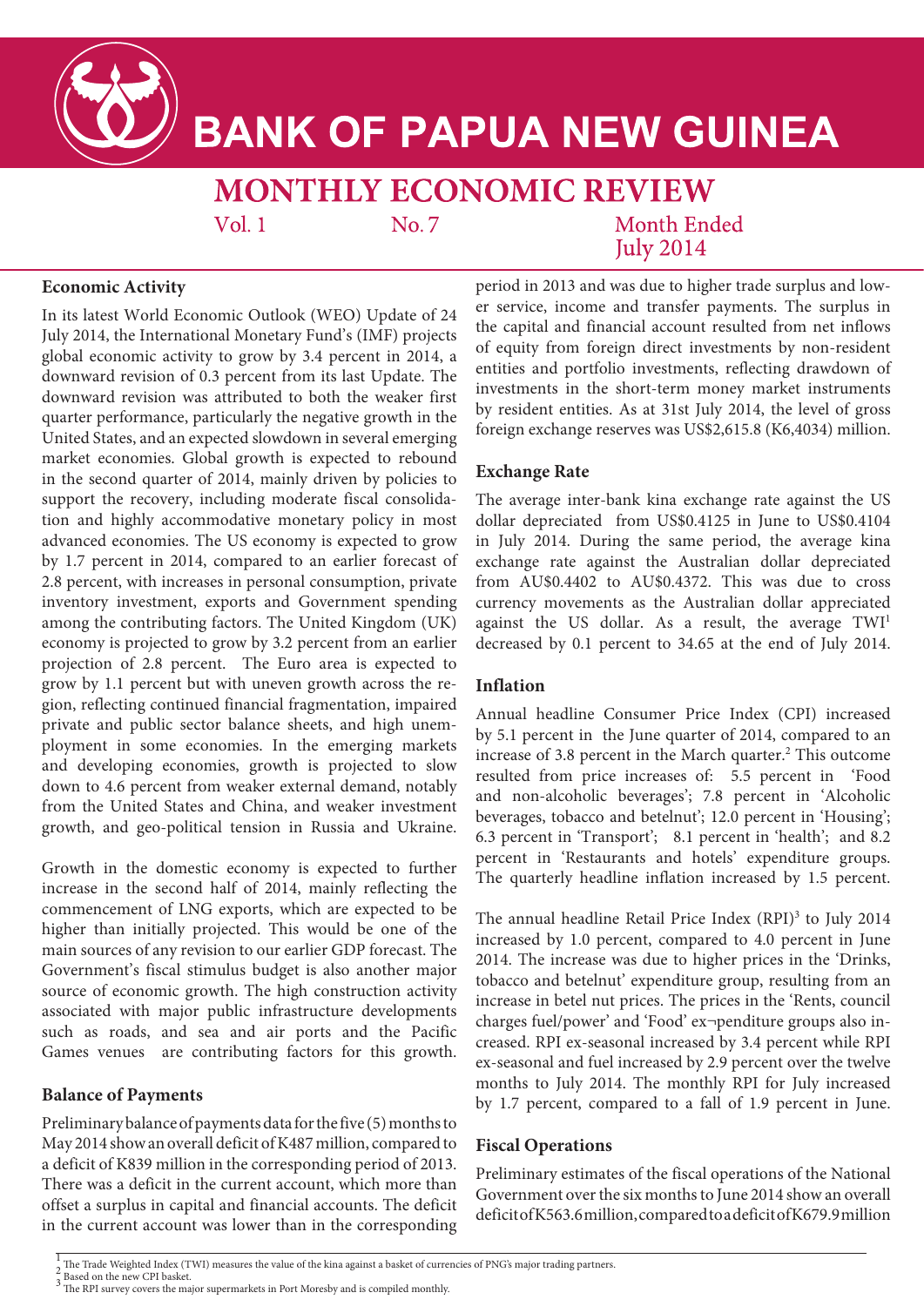# BANK OF PAPUA NEW GUINEA

## MONTHLY ECONOMIC REVIEW

Vol. 1 No. 7 Month Ended July 2014

### Economic Activity

In its latest World Economic Outlook (WEO) Update of 24 July 2014, the International Monetary Fund's (IMF) projects global economic activity to grow by 3.4 percent in 2014, a downward revision of 0.3 percent from its last Update. The downward revision was attributed to both the weaker first quarter performance, particularly the negative growth in the United States, and an expected slowdown in several emerging market economies. Global growth is expected to rebound in the second quarter of 2014, mainly driven by policies to support the recovery, including moderate fiscal consolidation and highly accommodative monetary policy in most advanced economies. The US economy is expected to grow by 1.7 percent in 2014, compared to an earlier forecast of 2.8 percent, with increases in personal consumption, private inventory investment, exports and Government spending among the contributing factors. The United Kingdom (UK) economy is projected to grow by 3.2 percent from an earlier projection of 2.8 percent. The Euro area is expected to grow by 1.1 percent but with uneven growth across the region, reflecting continued financial fragmentation, impaired private and public sector balance sheets, and high unemployment in some economies. In the emerging markets and developing economies, growth is projected to slow down to 4.6 percent from weaker external demand, notably from the United States and China, and weaker investment growth, and geo-political tension in Russia and Ukraine.

Growth in the domestic economy is expected to further increase in the second half of 2014, mainly reflecting the commencement of LNG exports, which are expected to be higher than initially projected. This would be one of the main sources of any revision to our earlier GDP forecast. The Government's fiscal stimulus budget is also another major source of economic growth. The high construction activity associated with major public infrastructure developments such as roads, and sea and air ports and the Pacific Games venues are contributing factors for this growth.

### Balance of Payments

Preliminary balance of payments data for the five (5) months to May 2014 show an overall deficit of K487 million, compared to a deficit of K839 million in the corresponding period of 2013. There was a deficit in the current account, which more than offset a surplus in capital and financial accounts. The deficit in the current account was lower than in the corresponding period in 2013 and was due to higher trade surplus and lower service, income and transfer payments. The surplus in the capital and financial account resulted from net inflows of equity from foreign direct investments by non-resident entities and portfolio investments, reflecting drawdown of investments in the short-term money market instruments by resident entities. As at 31st July 2014, the level of gross foreign exchange reserves was US$2,615.8 (K6,4034) million.

### Exchange Rate

The average inter-bank kina exchange rate against the US dollar depreciated from US$0.4125 in June to US$0.4104 in July 2014. During the same period, the average kina exchange rate against the Australian dollar depreciated from AU$0.4402 to AU$0.4372. This was due to cross currency movements as the Australian dollar appreciated against the US dollar. As a result, the average TWI[1] decreased by 0.1 percent to 34.65 at the end of July 2014.

### Inflation

Annual headline Consumer Price Index (CPI) increased by 5.1 percent in the June quarter of 2014, compared to an increase of 3.8 percent in the March quarter.[2] This outcome resulted from price increases of: 5.5 percent in 'Food and non-alcoholic beverages'; 7.8 percent in 'Alcoholic beverages, tobacco and betelnut'; 12.0 percent in 'Housing'; 6.3 percent in 'Transport'; 8.1 percent in 'health'; and 8.2 percent in 'Restaurants and hotels' expenditure groups. The quarterly headline inflation increased by 1.5 percent.

The annual headline Retail Price Index (RPI)[3] to July 2014 increased by 1.0 percent, compared to 4.0 percent in June 2014. The increase was due to higher prices in the 'Drinks, tobacco and betelnut' expenditure group, resulting from an increase in betel nut prices. The prices in the 'Rents, council charges fuel/power' and 'Food' ex¬penditure groups also increased. RPI ex-seasonal increased by 3.4 percent while RPI ex-seasonal and fuel increased by 2.9 percent over the twelve months to July 2014. The monthly RPI for July increased by 1.7 percent, compared to a fall of 1.9 percent in June.

### Fiscal Operations

Preliminary estimates of the fiscal operations of the National Government over the six months to June 2014 show an overall deficit of K563.6 million, compared to a deficit of K679.9 million

---

[1] The Trade Weighted Index (TWI) measures the value of the kina against a basket of currencies of PNG's major trading partners.
[2] Based on the new CPI basket.
[3] The RPI survey covers the major supermarkets in Port Moresby and is compiled monthly.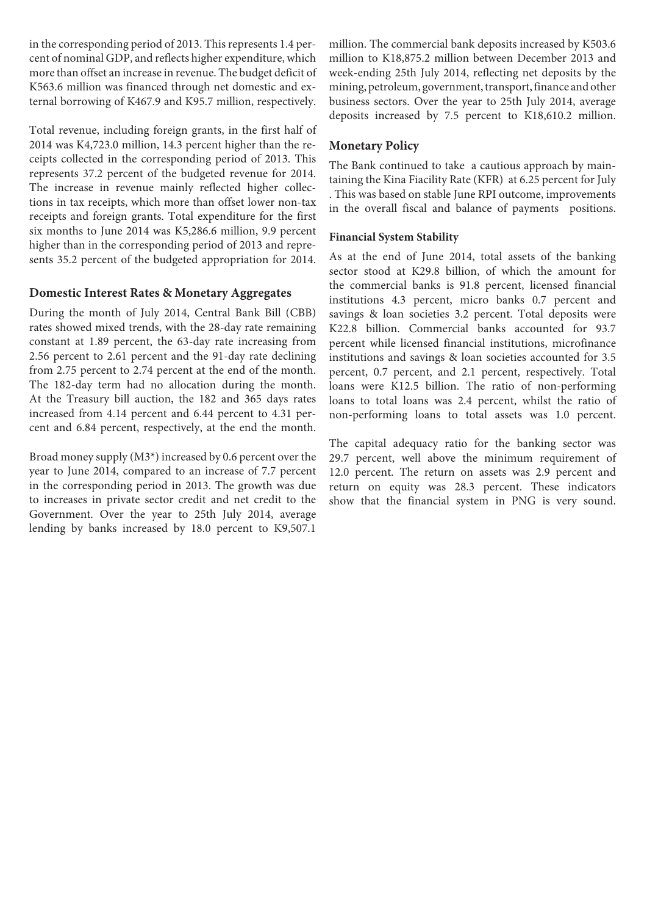in the corresponding period of 2013. This represents 1.4 percent of nominal GDP, and reflects higher expenditure, which more than offset an increase in revenue. The budget deficit of K563.6 million was financed through net domestic and external borrowing of K467.9 and K95.7 million, respectively.

Total revenue, including foreign grants, in the first half of 2014 was K4,723.0 million, 14.3 percent higher than the receipts collected in the corresponding period of 2013. This represents 37.2 percent of the budgeted revenue for 2014. The increase in revenue mainly reflected higher collections in tax receipts, which more than offset lower non-tax receipts and foreign grants. Total expenditure for the first six months to June 2014 was K5,286.6 million, 9.9 percent higher than in the corresponding period of 2013 and represents 35.2 percent of the budgeted appropriation for 2014.

## Domestic Interest Rates & Monetary Aggregates

During the month of July 2014, Central Bank Bill (CBB) rates showed mixed trends, with the 28-day rate remaining constant at 1.89 percent, the 63-day rate increasing from 2.56 percent to 2.61 percent and the 91-day rate declining from 2.75 percent to 2.74 percent at the end of the month. The 182-day term had no allocation during the month. At the Treasury bill auction, the 182 and 365 days rates increased from 4.14 percent and 6.44 percent to 4.31 percent and 6.84 percent, respectively, at the end the month.

Broad money supply (M3*) increased by 0.6 percent over the year to June 2014, compared to an increase of 7.7 percent in the corresponding period in 2013. The growth was due to increases in private sector credit and net credit to the Government. Over the year to 25th July 2014, average lending by banks increased by 18.0 percent to K9,507.1 million. The commercial bank deposits increased by K503.6 million to K18,875.2 million between December 2013 and week-ending 25th July 2014, reflecting net deposits by the mining, petroleum, government, transport, finance and other business sectors. Over the year to 25th July 2014, average deposits increased by 7.5 percent to K18,610.2 million.

## Monetary Policy

The Bank continued to take a cautious approach by maintaining the Kina Fiacility Rate (KFR) at 6.25 percent for July . This was based on stable June RPI outcome, improvements in the overall fiscal and balance of payments positions.

### Financial System Stability

As at the end of June 2014, total assets of the banking sector stood at K29.8 billion, of which the amount for the commercial banks is 91.8 percent, licensed financial institutions 4.3 percent, micro banks 0.7 percent and savings & loan societies 3.2 percent. Total deposits were K22.8 billion. Commercial banks accounted for 93.7 percent while licensed financial institutions, microfinance institutions and savings & loan societies accounted for 3.5 percent, 0.7 percent, and 2.1 percent, respectively. Total loans were K12.5 billion. The ratio of non-performing loans to total loans was 2.4 percent, whilst the ratio of non-performing loans to total assets was 1.0 percent.

The capital adequacy ratio for the banking sector was 29.7 percent, well above the minimum requirement of 12.0 percent. The return on assets was 2.9 percent and return on equity was 28.3 percent. These indicators show that the financial system in PNG is very sound.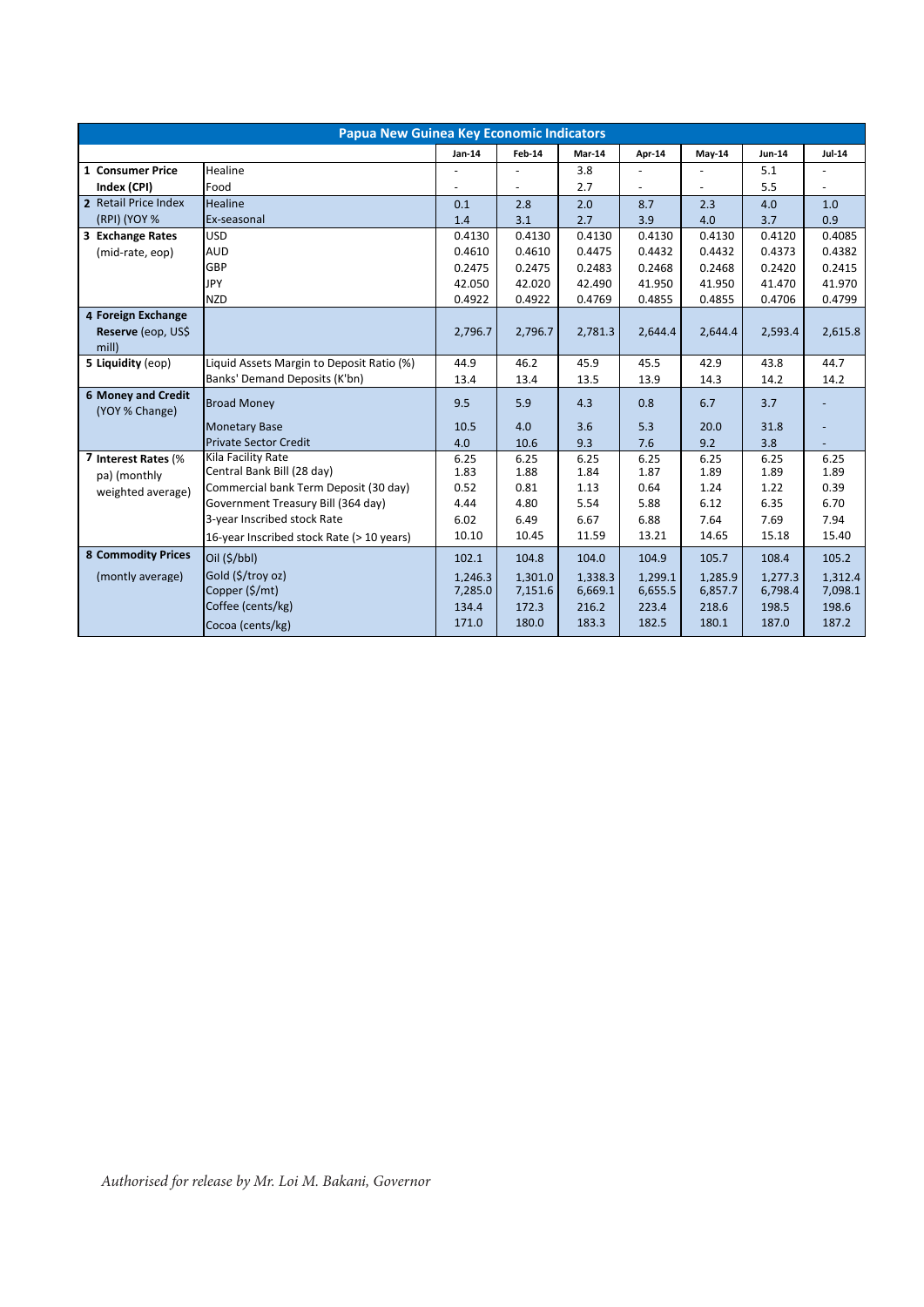| Papua New Guinea Key Economic Indicators | | | | | | | | |
|---|---|---|---|---|---|---|---|---|
| | | Jan-14 | Feb-14 | Mar-14 | Apr-14 | May-14 | Jun-14 | Jul-14 |
| 1 Consumer Price Index (CPI) | Healine | - | - | 3.8 | - | - | 5.1 | - |
| | Food | - | - | 2.7 | - | - | 5.5 | - |
| 2 Retail Price Index (RPI) (YOY % | Healine | 0.1 | 2.8 | 2.0 | 8.7 | 2.3 | 4.0 | 1.0 |
| | Ex-seasonal | 1.4 | 3.1 | 2.7 | 3.9 | 4.0 | 3.7 | 0.9 |
| 3 Exchange Rates (mid-rate, eop) | USD | 0.4130 | 0.4130 | 0.4130 | 0.4130 | 0.4130 | 0.4120 | 0.4085 |
| | AUD | 0.4610 | 0.4610 | 0.4475 | 0.4432 | 0.4432 | 0.4373 | 0.4382 |
| | GBP | 0.2475 | 0.2475 | 0.2483 | 0.2468 | 0.2468 | 0.2420 | 0.2415 |
| | JPY | 42.050 | 42.020 | 42.490 | 41.950 | 41.950 | 41.470 | 41.970 |
| | NZD | 0.4922 | 0.4922 | 0.4769 | 0.4855 | 0.4855 | 0.4706 | 0.4799 |
| 4 Foreign Exchange Reserve (eop, US$ mill) | | 2,796.7 | 2,796.7 | 2,781.3 | 2,644.4 | 2,644.4 | 2,593.4 | 2,615.8 |
| 5 Liquidity (eop) | Liquid Assets Margin to Deposit Ratio (%) | 44.9 | 46.2 | 45.9 | 45.5 | 42.9 | 43.8 | 44.7 |
| | Banks' Demand Deposits (K'bn) | 13.4 | 13.4 | 13.5 | 13.9 | 14.3 | 14.2 | 14.2 |
| 6 Money and Credit (YOY % Change) | Broad Money | 9.5 | 5.9 | 4.3 | 0.8 | 6.7 | 3.7 | - |
| | Monetary Base | 10.5 | 4.0 | 3.6 | 5.3 | 20.0 | 31.8 | - |
| | Private Sector Credit | 4.0 | 10.6 | 9.3 | 7.6 | 9.2 | 3.8 | - |
| 7 Interest Rates (% pa) (monthly weighted average) | Kila Facility Rate | 6.25 | 6.25 | 6.25 | 6.25 | 6.25 | 6.25 | 6.25 |
| | Central Bank Bill (28 day) | 1.83 | 1.88 | 1.84 | 1.87 | 1.89 | 1.89 | 1.89 |
| | Commercial bank Term Deposit (30 day) | 0.52 | 0.81 | 1.13 | 0.64 | 1.24 | 1.22 | 0.39 |
| | Government Treasury Bill (364 day) | 4.44 | 4.80 | 5.54 | 5.88 | 6.12 | 6.35 | 6.70 |
| | 3-year Inscribed stock Rate | 6.02 | 6.49 | 6.67 | 6.88 | 7.64 | 7.69 | 7.94 |
| | 16-year Inscribed stock Rate (> 10 years) | 10.10 | 10.45 | 11.59 | 13.21 | 14.65 | 15.18 | 15.40 |
| 8 Commodity Prices (montly average) | Oil ($/bbl) | 102.1 | 104.8 | 104.0 | 104.9 | 105.7 | 108.4 | 105.2 |
| | Gold ($/troy oz) | 1,246.3 | 1,301.0 | 1,338.3 | 1,299.1 | 1,285.9 | 1,277.3 | 1,312.4 |
| | Copper ($/mt) | 7,285.0 | 7,151.6 | 6,669.1 | 6,655.5 | 6,857.7 | 6,798.4 | 7,098.1 |
| | Coffee (cents/kg) | 134.4 | 172.3 | 216.2 | 223.4 | 218.6 | 198.5 | 198.6 |
| | Cocoa (cents/kg) | 171.0 | 180.0 | 183.3 | 182.5 | 180.1 | 187.0 | 187.2 |

*Authorised for release by Mr. Loi M. Bakani, Governor*